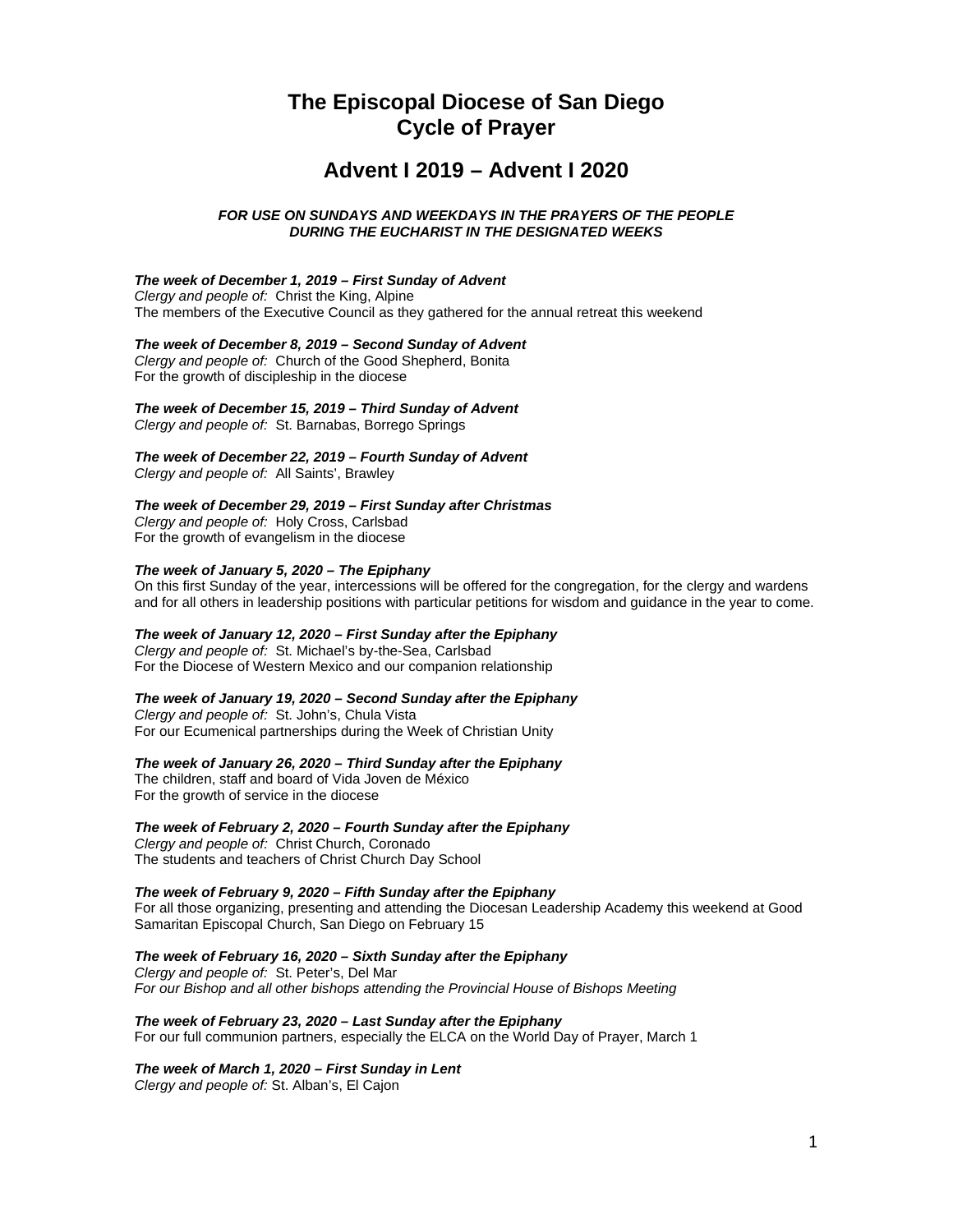# The Episcopal Diocese of San Diego
# Cycle of Prayer

## Advent I 2019 – Advent I 2020

***FOR USE ON SUNDAYS AND WEEKDAYS IN THE PRAYERS OF THE PEOPLE DURING THE EUCHARIST IN THE DESIGNATED WEEKS***

***The week of December 1, 2019 – First Sunday of Advent***
*Clergy and people of:* Christ the King, Alpine
The members of the Executive Council as they gathered for the annual retreat this weekend

***The week of December 8, 2019 – Second Sunday of Advent***
*Clergy and people of:* Church of the Good Shepherd, Bonita
For the growth of discipleship in the diocese

***The week of December 15, 2019 – Third Sunday of Advent***
*Clergy and people of:* St. Barnabas, Borrego Springs

***The week of December 22, 2019 – Fourth Sunday of Advent***
*Clergy and people of:* All Saints', Brawley

***The week of December 29, 2019 – First Sunday after Christmas***
*Clergy and people of:* Holy Cross, Carlsbad
For the growth of evangelism in the diocese

***The week of January 5, 2020 – The Epiphany***
On this first Sunday of the year, intercessions will be offered for the congregation, for the clergy and wardens and for all others in leadership positions with particular petitions for wisdom and guidance in the year to come.

***The week of January 12, 2020 – First Sunday after the Epiphany***
*Clergy and people of:* St. Michael's by-the-Sea, Carlsbad
For the Diocese of Western Mexico and our companion relationship

***The week of January 19, 2020 – Second Sunday after the Epiphany***
*Clergy and people of:* St. John's, Chula Vista
For our Ecumenical partnerships during the Week of Christian Unity

***The week of January 26, 2020 – Third Sunday after the Epiphany***
The children, staff and board of Vida Joven de México
For the growth of service in the diocese

***The week of February 2, 2020 – Fourth Sunday after the Epiphany***
*Clergy and people of:* Christ Church, Coronado
The students and teachers of Christ Church Day School

***The week of February 9, 2020 – Fifth Sunday after the Epiphany***
For all those organizing, presenting and attending the Diocesan Leadership Academy this weekend at Good Samaritan Episcopal Church, San Diego on February 15

***The week of February 16, 2020 – Sixth Sunday after the Epiphany***
*Clergy and people of:* St. Peter's, Del Mar
*For our Bishop and all other bishops attending the Provincial House of Bishops Meeting*

***The week of February 23, 2020 – Last Sunday after the Epiphany***
For our full communion partners, especially the ELCA on the World Day of Prayer, March 1

***The week of March 1, 2020 – First Sunday in Lent***
*Clergy and people of:* St. Alban's, El Cajon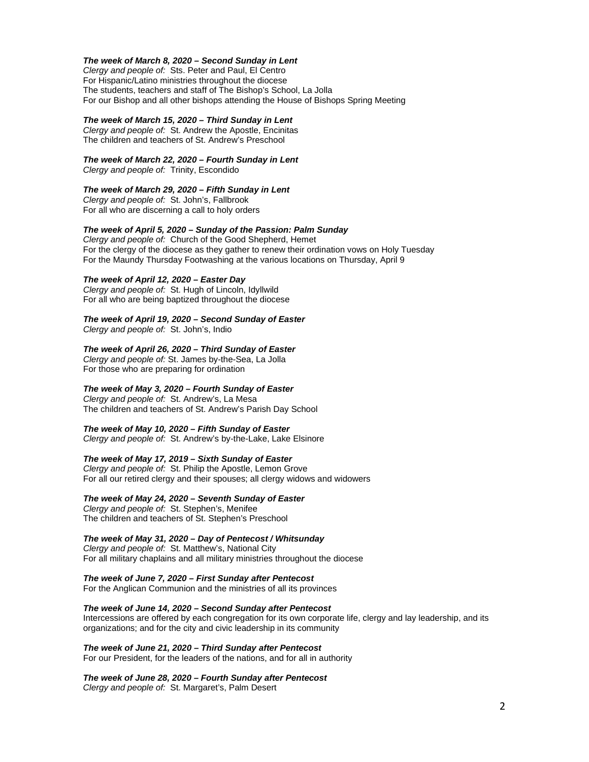***The week of March 8, 2020 – Second Sunday in Lent***
*Clergy and people of:* Sts. Peter and Paul, El Centro
For Hispanic/Latino ministries throughout the diocese
The students, teachers and staff of The Bishop's School, La Jolla
For our Bishop and all other bishops attending the House of Bishops Spring Meeting

***The week of March 15, 2020 – Third Sunday in Lent***
*Clergy and people of:* St. Andrew the Apostle, Encinitas
The children and teachers of St. Andrew's Preschool

***The week of March 22, 2020 – Fourth Sunday in Lent***
*Clergy and people of:* Trinity, Escondido

***The week of March 29, 2020 – Fifth Sunday in Lent***
*Clergy and people of:* St. John's, Fallbrook
For all who are discerning a call to holy orders

***The week of April 5, 2020 – Sunday of the Passion: Palm Sunday***
*Clergy and people of:* Church of the Good Shepherd, Hemet
For the clergy of the diocese as they gather to renew their ordination vows on Holy Tuesday
For the Maundy Thursday Footwashing at the various locations on Thursday, April 9

***The week of April 12, 2020 – Easter Day***
*Clergy and people of:* St. Hugh of Lincoln, Idyllwild
For all who are being baptized throughout the diocese

***The week of April 19, 2020 – Second Sunday of Easter***
*Clergy and people of:* St. John's, Indio

***The week of April 26, 2020 – Third Sunday of Easter***
*Clergy and people of:* St. James by-the-Sea, La Jolla
For those who are preparing for ordination

***The week of May 3, 2020 – Fourth Sunday of Easter***
*Clergy and people of:* St. Andrew's, La Mesa
The children and teachers of St. Andrew's Parish Day School

***The week of May 10, 2020 – Fifth Sunday of Easter***
*Clergy and people of:* St. Andrew's by-the-Lake, Lake Elsinore

***The week of May 17, 2019 – Sixth Sunday of Easter***
*Clergy and people of:* St. Philip the Apostle, Lemon Grove
For all our retired clergy and their spouses; all clergy widows and widowers

***The week of May 24, 2020 – Seventh Sunday of Easter***
*Clergy and people of:* St. Stephen's, Menifee
The children and teachers of St. Stephen's Preschool

***The week of May 31, 2020 – Day of Pentecost / Whitsunday***
*Clergy and people of:* St. Matthew's, National City
For all military chaplains and all military ministries throughout the diocese

***The week of June 7, 2020 – First Sunday after Pentecost***
For the Anglican Communion and the ministries of all its provinces

***The week of June 14, 2020 – Second Sunday after Pentecost***
Intercessions are offered by each congregation for its own corporate life, clergy and lay leadership, and its organizations; and for the city and civic leadership in its community

***The week of June 21, 2020 – Third Sunday after Pentecost***
For our President, for the leaders of the nations, and for all in authority

***The week of June 28, 2020 – Fourth Sunday after Pentecost***
*Clergy and people of:* St. Margaret's, Palm Desert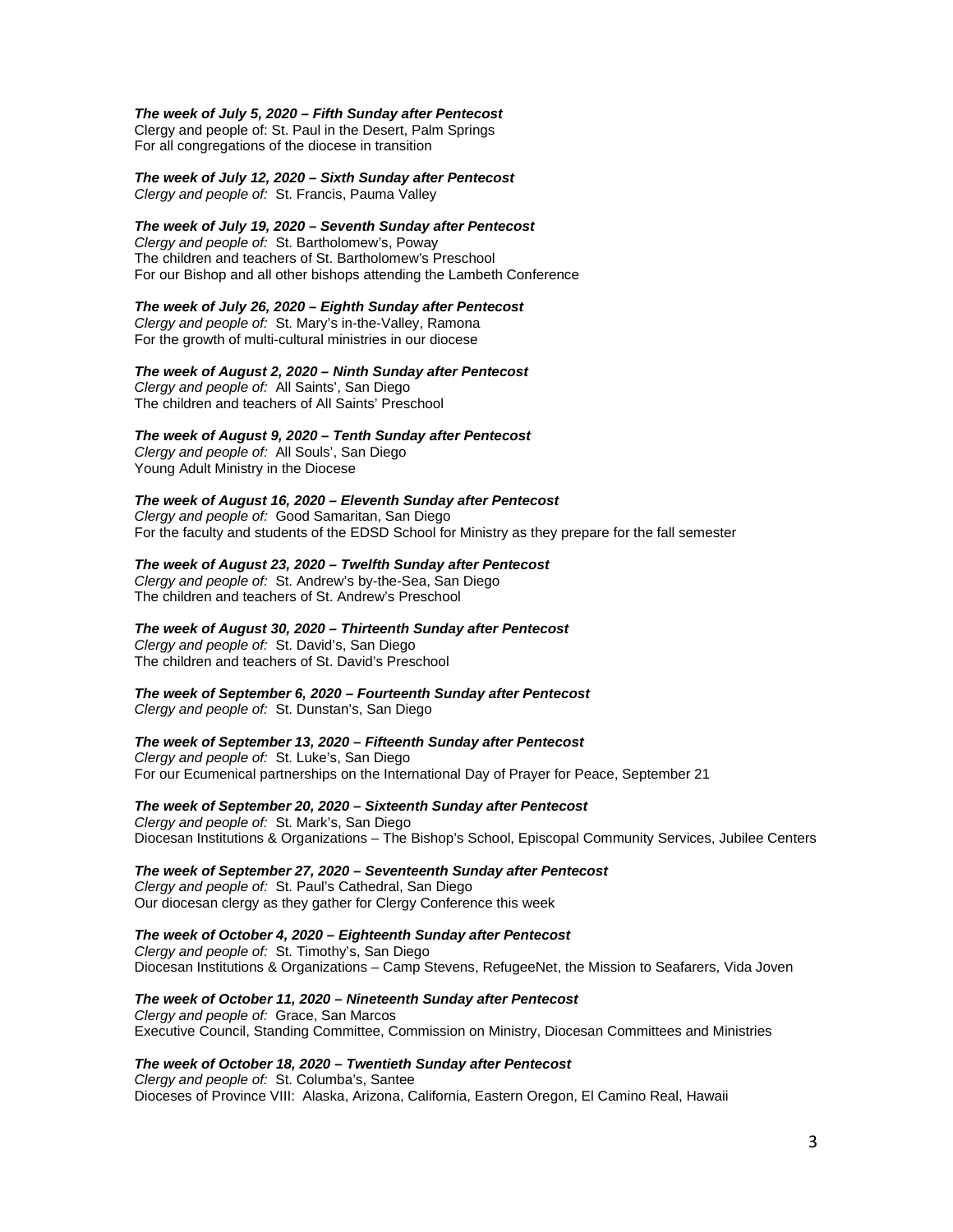***The week of July 5, 2020 – Fifth Sunday after Pentecost***
Clergy and people of: St. Paul in the Desert, Palm Springs
For all congregations of the diocese in transition

***The week of July 12, 2020 – Sixth Sunday after Pentecost***
*Clergy and people of:* St. Francis, Pauma Valley

***The week of July 19, 2020 – Seventh Sunday after Pentecost***
*Clergy and people of:* St. Bartholomew's, Poway
The children and teachers of St. Bartholomew's Preschool
For our Bishop and all other bishops attending the Lambeth Conference

***The week of July 26, 2020 – Eighth Sunday after Pentecost***
*Clergy and people of:* St. Mary's in-the-Valley, Ramona
For the growth of multi-cultural ministries in our diocese

***The week of August 2, 2020 – Ninth Sunday after Pentecost***
*Clergy and people of:* All Saints', San Diego
The children and teachers of All Saints' Preschool

***The week of August 9, 2020 – Tenth Sunday after Pentecost***
*Clergy and people of:* All Souls', San Diego
Young Adult Ministry in the Diocese

***The week of August 16, 2020 – Eleventh Sunday after Pentecost***
*Clergy and people of:* Good Samaritan, San Diego
For the faculty and students of the EDSD School for Ministry as they prepare for the fall semester

***The week of August 23, 2020 – Twelfth Sunday after Pentecost***
*Clergy and people of:* St. Andrew's by-the-Sea, San Diego
The children and teachers of St. Andrew's Preschool

***The week of August 30, 2020 – Thirteenth Sunday after Pentecost***
*Clergy and people of:* St. David's, San Diego
The children and teachers of St. David's Preschool

***The week of September 6, 2020 – Fourteenth Sunday after Pentecost***
*Clergy and people of:* St. Dunstan's, San Diego

***The week of September 13, 2020 – Fifteenth Sunday after Pentecost***
*Clergy and people of:* St. Luke's, San Diego
For our Ecumenical partnerships on the International Day of Prayer for Peace, September 21

***The week of September 20, 2020 – Sixteenth Sunday after Pentecost***
*Clergy and people of:* St. Mark's, San Diego
Diocesan Institutions & Organizations – The Bishop's School, Episcopal Community Services, Jubilee Centers

***The week of September 27, 2020 – Seventeenth Sunday after Pentecost***
*Clergy and people of:* St. Paul's Cathedral, San Diego
Our diocesan clergy as they gather for Clergy Conference this week

***The week of October 4, 2020 – Eighteenth Sunday after Pentecost***
*Clergy and people of:* St. Timothy's, San Diego
Diocesan Institutions & Organizations – Camp Stevens, RefugeeNet, the Mission to Seafarers, Vida Joven

***The week of October 11, 2020 – Nineteenth Sunday after Pentecost***
*Clergy and people of:* Grace, San Marcos
Executive Council, Standing Committee, Commission on Ministry, Diocesan Committees and Ministries

***The week of October 18, 2020 – Twentieth Sunday after Pentecost***
*Clergy and people of:* St. Columba's, Santee
Dioceses of Province VIII: Alaska, Arizona, California, Eastern Oregon, El Camino Real, Hawaii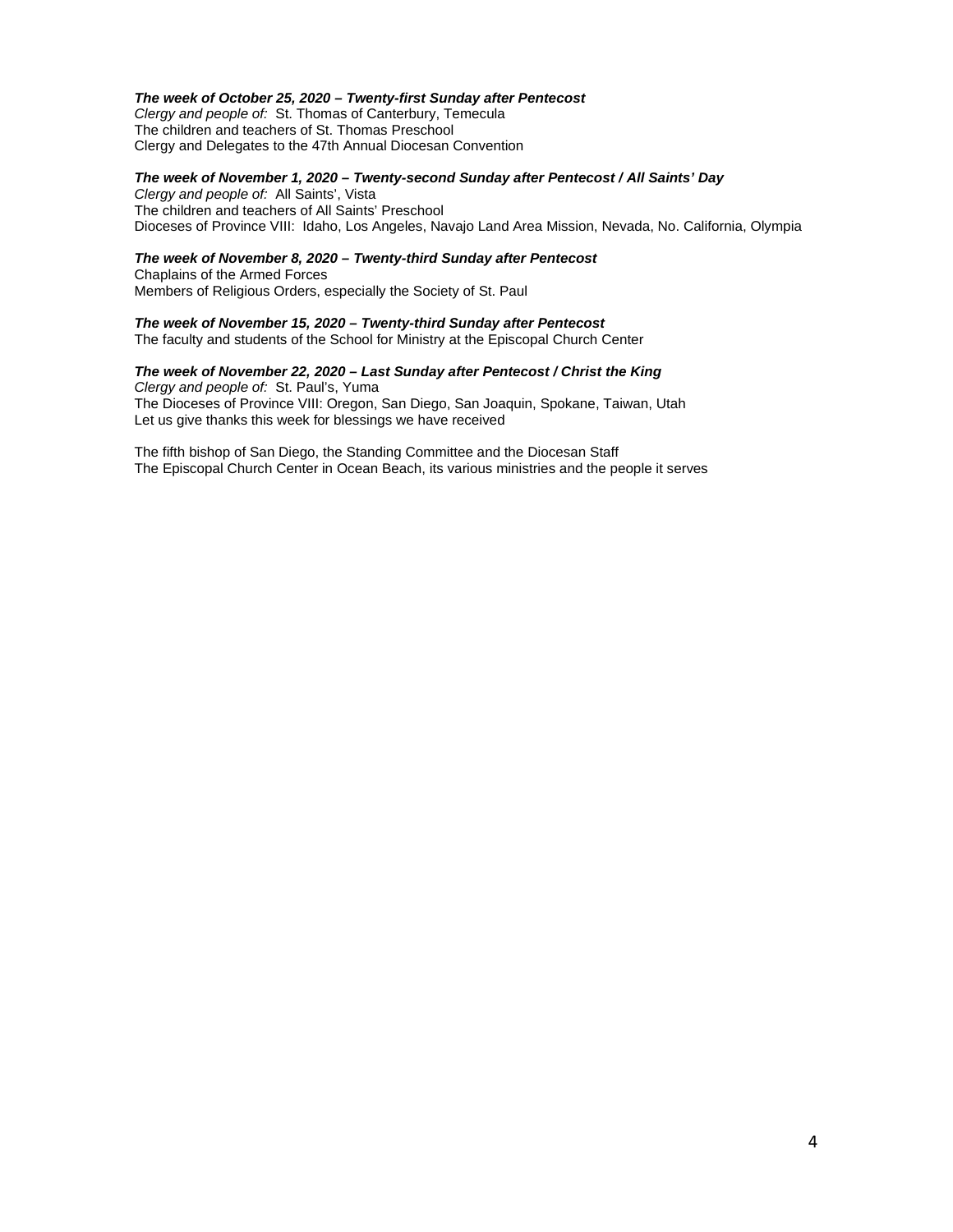***The week of October 25, 2020 – Twenty-first Sunday after Pentecost***
*Clergy and people of:* St. Thomas of Canterbury, Temecula
The children and teachers of St. Thomas Preschool
Clergy and Delegates to the 47th Annual Diocesan Convention

***The week of November 1, 2020 – Twenty-second Sunday after Pentecost / All Saints' Day***
*Clergy and people of:* All Saints', Vista
The children and teachers of All Saints' Preschool
Dioceses of Province VIII: Idaho, Los Angeles, Navajo Land Area Mission, Nevada, No. California, Olympia

***The week of November 8, 2020 – Twenty-third Sunday after Pentecost***
Chaplains of the Armed Forces
Members of Religious Orders, especially the Society of St. Paul

***The week of November 15, 2020 – Twenty-third Sunday after Pentecost***
The faculty and students of the School for Ministry at the Episcopal Church Center

***The week of November 22, 2020 – Last Sunday after Pentecost / Christ the King***
*Clergy and people of:* St. Paul's, Yuma
The Dioceses of Province VIII: Oregon, San Diego, San Joaquin, Spokane, Taiwan, Utah
Let us give thanks this week for blessings we have received

The fifth bishop of San Diego, the Standing Committee and the Diocesan Staff
The Episcopal Church Center in Ocean Beach, its various ministries and the people it serves